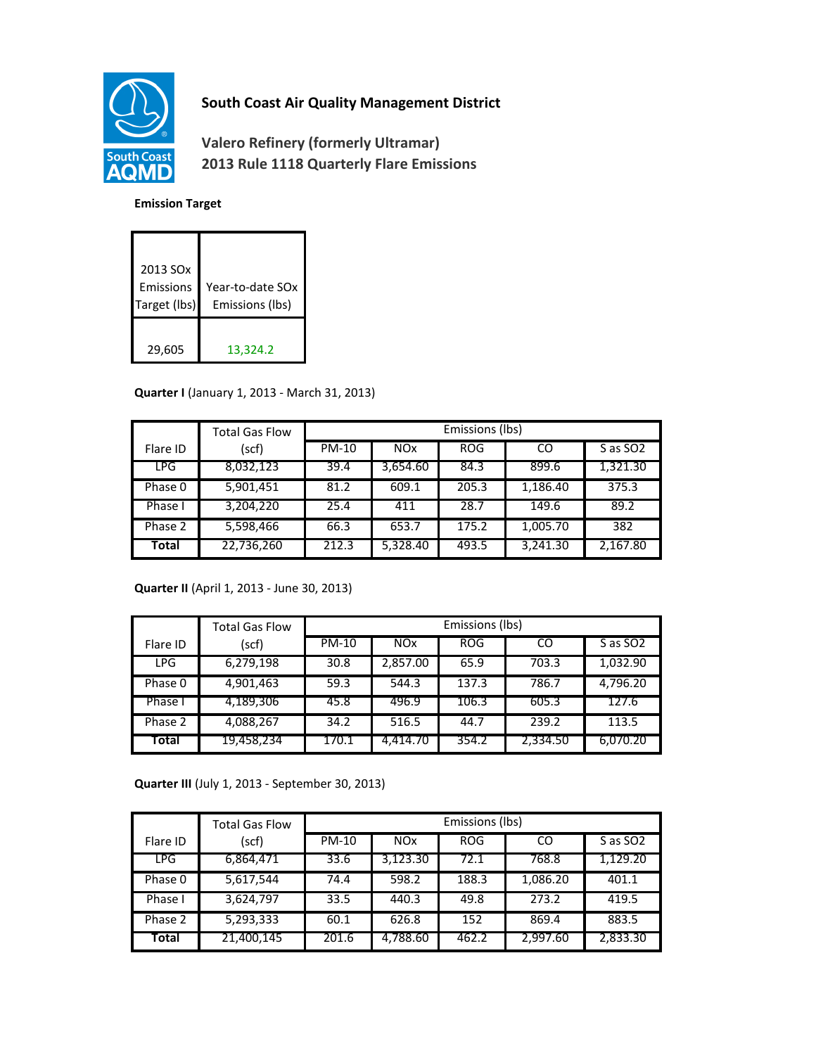# South Coast Air Quality Management District

## Valero Refinery (formerly Ultramar)
## 2013 Rule 1118 Quarterly Flare Emissions

**Emission Target**

| 2013 SOx Emissions Target (lbs) | Year-to-date SOx Emissions (lbs) |
|---|---|
| 29,605 | 13,324.2 |

**Quarter I** (January 1, 2013 - March 31, 2013)

| Flare ID | Total Gas Flow (scf) | Emissions (lbs) | | | | |
|---|---|---|---|---|---|---|
| | | PM-10 | NOx | ROG | CO | S as SO2 |
| LPG | 8,032,123 | 39.4 | 3,654.60 | 84.3 | 899.6 | 1,321.30 |
| Phase 0 | 5,901,451 | 81.2 | 609.1 | 205.3 | 1,186.40 | 375.3 |
| Phase I | 3,204,220 | 25.4 | 411 | 28.7 | 149.6 | 89.2 |
| Phase 2 | 5,598,466 | 66.3 | 653.7 | 175.2 | 1,005.70 | 382 |
| **Total** | 22,736,260 | 212.3 | 5,328.40 | 493.5 | 3,241.30 | 2,167.80 |

**Quarter II** (April 1, 2013 - June 30, 2013)

| Flare ID | Total Gas Flow (scf) | Emissions (lbs) | | | | |
|---|---|---|---|---|---|---|
| | | PM-10 | NOx | ROG | CO | S as SO2 |
| LPG | 6,279,198 | 30.8 | 2,857.00 | 65.9 | 703.3 | 1,032.90 |
| Phase 0 | 4,901,463 | 59.3 | 544.3 | 137.3 | 786.7 | 4,796.20 |
| Phase I | 4,189,306 | 45.8 | 496.9 | 106.3 | 605.3 | 127.6 |
| Phase 2 | 4,088,267 | 34.2 | 516.5 | 44.7 | 239.2 | 113.5 |
| **Total** | 19,458,234 | 170.1 | 4,414.70 | 354.2 | 2,334.50 | 6,070.20 |

**Quarter III** (July 1, 2013 - September 30, 2013)

| Flare ID | Total Gas Flow (scf) | Emissions (lbs) | | | | |
|---|---|---|---|---|---|---|
| | | PM-10 | NOx | ROG | CO | S as SO2 |
| LPG | 6,864,471 | 33.6 | 3,123.30 | 72.1 | 768.8 | 1,129.20 |
| Phase 0 | 5,617,544 | 74.4 | 598.2 | 188.3 | 1,086.20 | 401.1 |
| Phase I | 3,624,797 | 33.5 | 440.3 | 49.8 | 273.2 | 419.5 |
| Phase 2 | 5,293,333 | 60.1 | 626.8 | 152 | 869.4 | 883.5 |
| **Total** | 21,400,145 | 201.6 | 4,788.60 | 462.2 | 2,997.60 | 2,833.30 |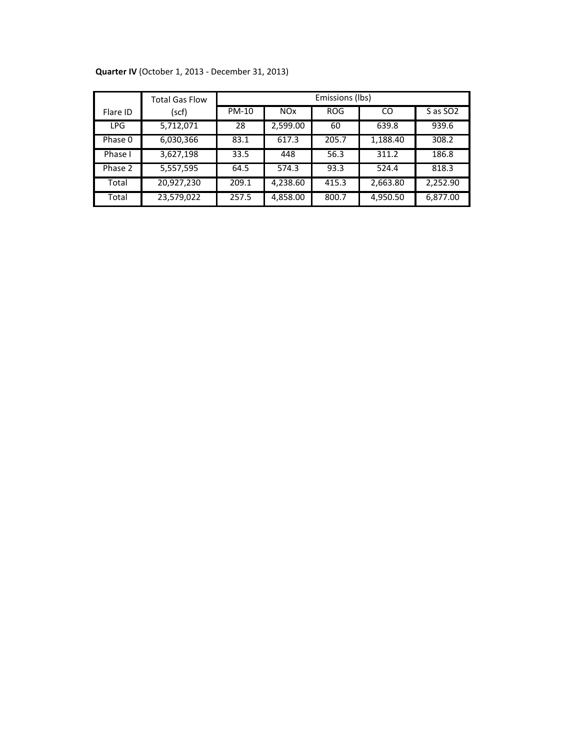**Quarter IV** (October 1, 2013 - December 31, 2013)

| Flare ID | Total Gas Flow (scf) | Emissions (lbs) | | | | |
|---|---|---|---|---|---|---|
| | | PM-10 | NOx | ROG | CO | S as SO2 |
| LPG | 5,712,071 | 28 | 2,599.00 | 60 | 639.8 | 939.6 |
| Phase 0 | 6,030,366 | 83.1 | 617.3 | 205.7 | 1,188.40 | 308.2 |
| Phase I | 3,627,198 | 33.5 | 448 | 56.3 | 311.2 | 186.8 |
| Phase 2 | 5,557,595 | 64.5 | 574.3 | 93.3 | 524.4 | 818.3 |
| Total | 20,927,230 | 209.1 | 4,238.60 | 415.3 | 2,663.80 | 2,252.90 |
| Total | 23,579,022 | 257.5 | 4,858.00 | 800.7 | 4,950.50 | 6,877.00 |